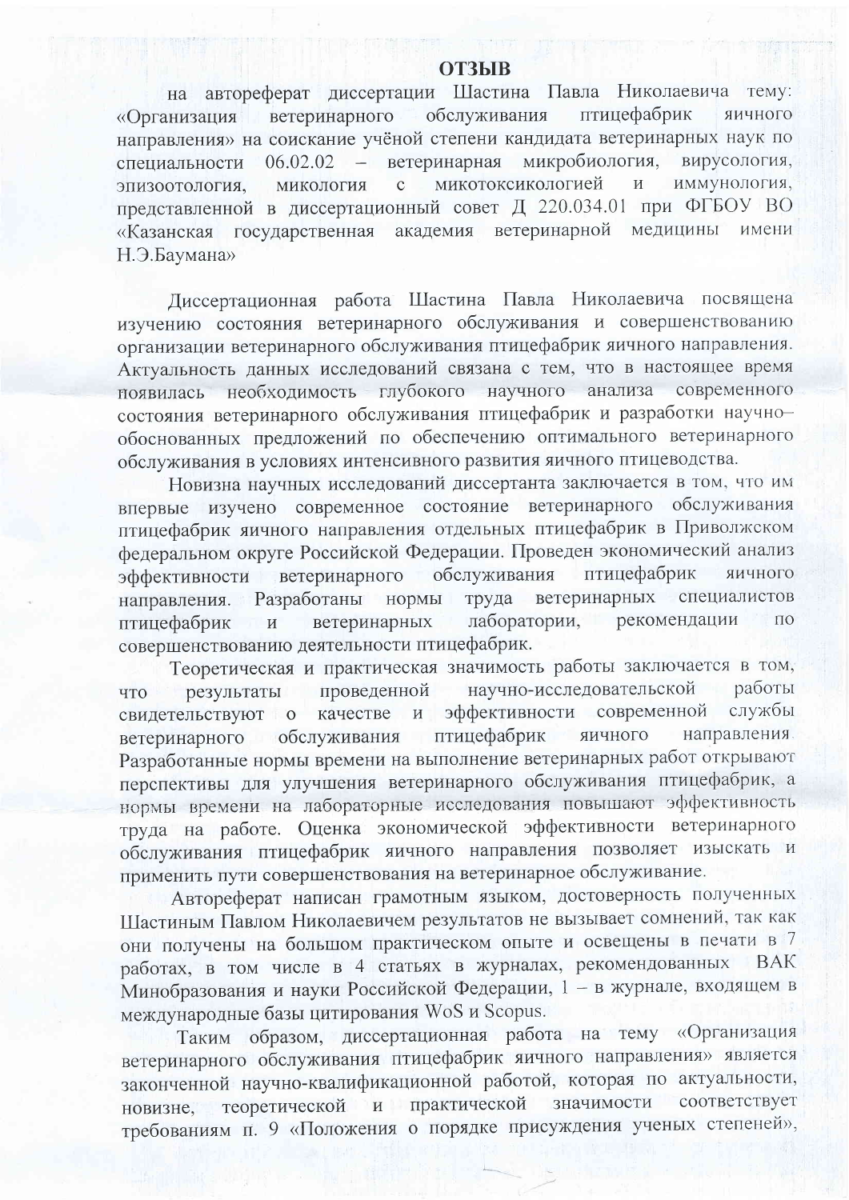# ОТЗЫВ

на автореферат диссертации Шастина Павла Николаевича тему: «Организация ветеринарного обслуживания птицефабрик яичного направления» на соискание учёной степени кандидата ветеринарных наук по специальности 06.02.02 – ветеринарная микробиология, вирусология, эпизоотология, микология с микотоксикологией и иммунология, представленной в диссертационный совет Д 220.034.01 при ФГБОУ ВО «Казанская государственная академия ветеринарной медицины имени Н.Э.Баумана»

Диссертационная работа Шастина Павла Николаевича посвящена изучению состояния ветеринарного обслуживания и совершенствованию организации ветеринарного обслуживания птицефабрик яичного направления. Актуальность данных исследований связана с тем, что в настоящее время появилась необходимость глубокого научного анализа современного состояния ветеринарного обслуживания птицефабрик и разработки научно–обоснованных предложений по обеспечению оптимального ветеринарного обслуживания в условиях интенсивного развития яичного птицеводства.

Новизна научных исследований диссертанта заключается в том, что им впервые изучено современное состояние ветеринарного обслуживания птицефабрик яичного направления отдельных птицефабрик в Приволжском федеральном округе Российской Федерации. Проведен экономический анализ эффективности ветеринарного обслуживания птицефабрик яичного направления. Разработаны нормы труда ветеринарных специалистов птицефабрик и ветеринарных лаборатории, рекомендации по совершенствованию деятельности птицефабрик.

Теоретическая и практическая значимость работы заключается в том, что результаты проведенной научно-исследовательской работы свидетельствуют о качестве и эффективности современной службы ветеринарного обслуживания птицефабрик яичного направления. Разработанные нормы времени на выполнение ветеринарных работ открывают перспективы для улучшения ветеринарного обслуживания птицефабрик, а нормы времени на лабораторные исследования повышают эффективность труда на работе. Оценка экономической эффективности ветеринарного обслуживания птицефабрик яичного направления позволяет изыскать и применить пути совершенствования на ветеринарное обслуживание.

Автореферат написан грамотным языком, достоверность полученных Шастиным Павлом Николаевичем результатов не вызывает сомнений, так как они получены на большом практическом опыте и освещены в печати в 7 работах, в том числе в 4 статьях в журналах, рекомендованных ВАК Минобразования и науки Российской Федерации, 1 – в журнале, входящем в международные базы цитирования WoS и Scopus.

Таким образом, диссертационная работа на тему «Организация ветеринарного обслуживания птицефабрик яичного направления» является законченной научно-квалификационной работой, которая по актуальности, новизне, теоретической и практической значимости соответствует требованиям п. 9 «Положения о порядке присуждения ученых степеней»,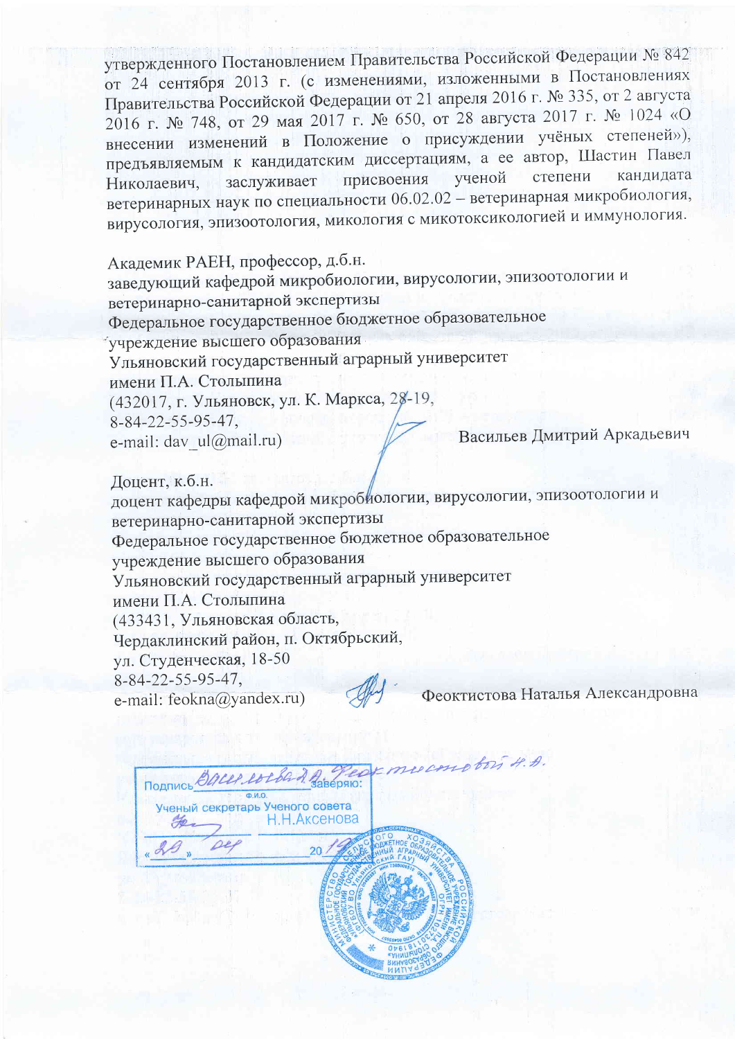утвержденного Постановлением Правительства Российской Федерации № 842 от 24 сентября 2013 г. (с изменениями, изложенными в Постановлениях Правительства Российской Федерации от 21 апреля 2016 г. № 335, от 2 августа 2016 г. № 748, от 29 мая 2017 г. № 650, от 28 августа 2017 г. № 1024 «О внесении изменений в Положение о присуждении учёных степеней»), предъявляемым к кандидатским диссертациям, а ее автор, Шастин Павел Николаевич, заслуживает присвоения ученой степени кандидата ветеринарных наук по специальности 06.02.02 – ветеринарная микробиология, вирусология, эпизоотология, микология с микотоксикологией и иммунология.

Академик РАЕН, профессор, д.б.н.
заведующий кафедрой микробиологии, вирусологии, эпизоотологии и ветеринарно-санитарной экспертизы
Федеральное государственное бюджетное образовательное учреждение высшего образования
Ульяновский государственный аграрный университет имени П.А. Столыпина
(432017, г. Ульяновск, ул. К. Маркса, 28-19,
8-84-22-55-95-47,
e-mail: dav_ul@mail.ru) Васильев Дмитрий Аркадьевич

Доцент, к.б.н.
доцент кафедры кафедрой микробиологии, вирусологии, эпизоотологии и ветеринарно-санитарной экспертизы
Федеральное государственное бюджетное образовательное учреждение высшего образования
Ульяновский государственный аграрный университет имени П.А. Столыпина
(433431, Ульяновская область,
Чердаклинский район, п. Октябрьский,
ул. Студенческая, 18-50
8-84-22-55-95-47,
e-mail: feokna@yandex.ru) Феоктистова Наталья Александровна

Подпись Васильева Д.А. Феоктистовой Н.А. заверяю:
ф.и.о.
Ученый секретарь Ученого совета
Н.Н.Аксенова
«29» окт 2019